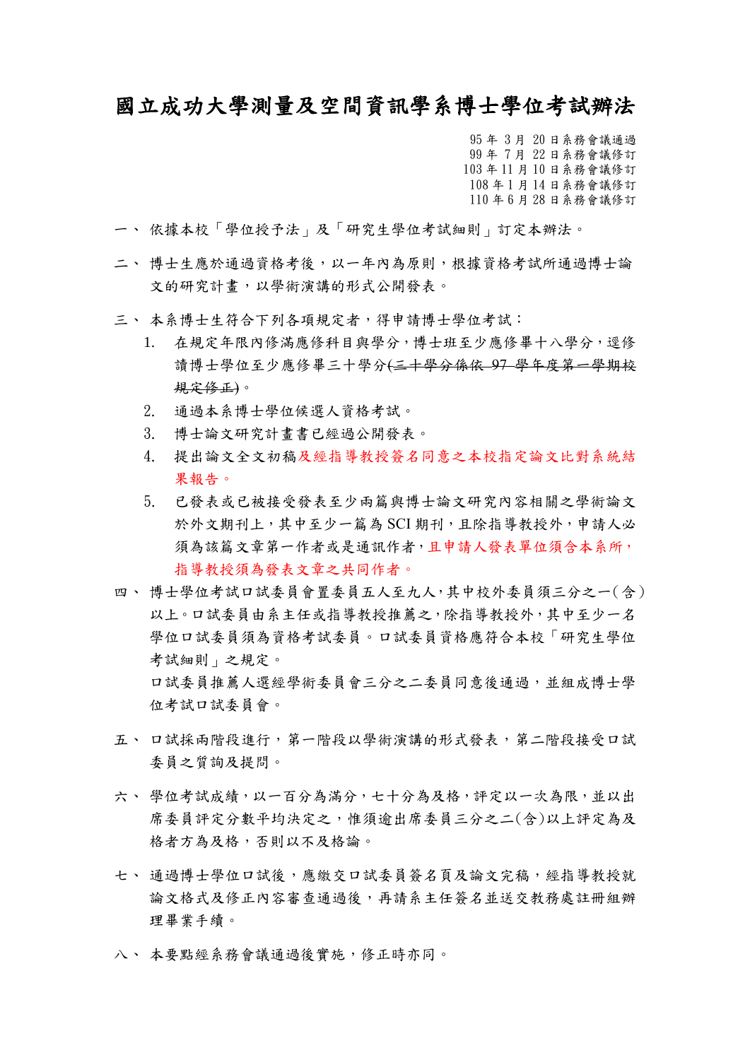# 國立成功大學測量及空間資訊學系博士學位考試辦法

95 年 3 月 20 日系務會議通過
99 年 7 月 22 日系務會議修訂
103 年 11 月 10 日系務會議修訂
108 年 1 月 14 日系務會議修訂
110 年 6 月 28 日系務會議修訂

一、 依據本校「學位授予法」及「研究生學位考試細則」訂定本辦法。

二、 博士生應於通過資格考後，以一年內為原則，根據資格考試所通過博士論文的研究計畫，以學術演講的形式公開發表。

三、 本系博士生符合下列各項規定者，得申請博士學位考試：

1. 在規定年限內修滿應修科目與學分，博士班至少應修畢十八學分，逕修讀博士學位至少應修畢三十學分~~(三十學分係依 97 學年度第一學期校規定修正)~~。
2. 通過本系博士學位候選人資格考試。
3. 博士論文研究計畫書已經過公開發表。
4. 提出論文全文初稿及經指導教授簽名同意之本校指定論文比對系統結果報告。
5. 已發表或已被接受發表至少兩篇與博士論文研究內容相關之學術論文於外文期刊上，其中至少一篇為 SCI 期刊，且除指導教授外，申請人必須為該篇文章第一作者或是通訊作者，且申請人發表單位須含本系所，指導教授須為發表文章之共同作者。

四、 博士學位考試口試委員會置委員五人至九人，其中校外委員須三分之一(含)以上。口試委員由系主任或指導教授推薦之，除指導教授外，其中至少一名學位口試委員須為資格考試委員。口試委員資格應符合本校「研究生學位考試細則」之規定。
口試委員推薦人選經學術委員會三分之二委員同意後通過，並組成博士學位考試口試委員會。

五、 口試採兩階段進行，第一階段以學術演講的形式發表，第二階段接受口試委員之質詢及提問。

六、 學位考試成績，以一百分為滿分，七十分為及格，評定以一次為限，並以出席委員評定分數平均決定之，惟須逾出席委員三分之二(含)以上評定為及格者方為及格，否則以不及格論。

七、 通過博士學位口試後，應繳交口試委員簽名頁及論文完稿，經指導教授就論文格式及修正內容審查通過後，再請系主任簽名並送交教務處註冊組辦理畢業手續。

八、 本要點經系務會議通過後實施，修正時亦同。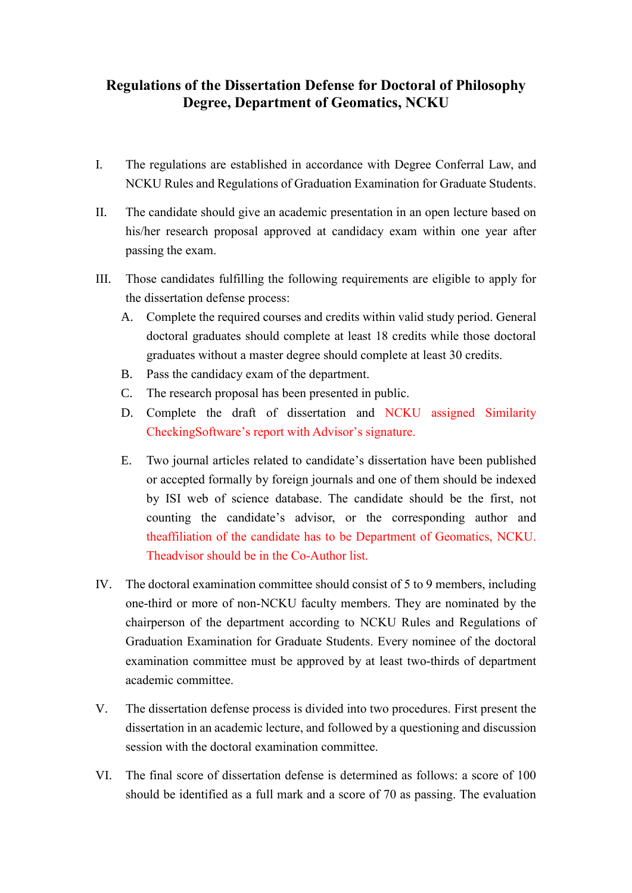# Regulations of the Dissertation Defense for Doctoral of Philosophy Degree, Department of Geomatics, NCKU

I. The regulations are established in accordance with Degree Conferral Law, and NCKU Rules and Regulations of Graduation Examination for Graduate Students.

II. The candidate should give an academic presentation in an open lecture based on his/her research proposal approved at candidacy exam within one year after passing the exam.

III. Those candidates fulfilling the following requirements are eligible to apply for the dissertation defense process:

   A. Complete the required courses and credits within valid study period. General doctoral graduates should complete at least 18 credits while those doctoral graduates without a master degree should complete at least 30 credits.
   
   B. Pass the candidacy exam of the department.
   
   C. The research proposal has been presented in public.
   
   D. Complete the draft of dissertation and NCKU assigned Similarity CheckingSoftware's report with Advisor's signature.
   
   E. Two journal articles related to candidate's dissertation have been published or accepted formally by foreign journals and one of them should be indexed by ISI web of science database. The candidate should be the first, not counting the candidate's advisor, or the corresponding author and theaffiliation of the candidate has to be Department of Geomatics, NCKU. Theadvisor should be in the Co-Author list.

IV. The doctoral examination committee should consist of 5 to 9 members, including one-third or more of non-NCKU faculty members. They are nominated by the chairperson of the department according to NCKU Rules and Regulations of Graduation Examination for Graduate Students. Every nominee of the doctoral examination committee must be approved by at least two-thirds of department academic committee.

V. The dissertation defense process is divided into two procedures. First present the dissertation in an academic lecture, and followed by a questioning and discussion session with the doctoral examination committee.

VI. The final score of dissertation defense is determined as follows: a score of 100 should be identified as a full mark and a score of 70 as passing. The evaluation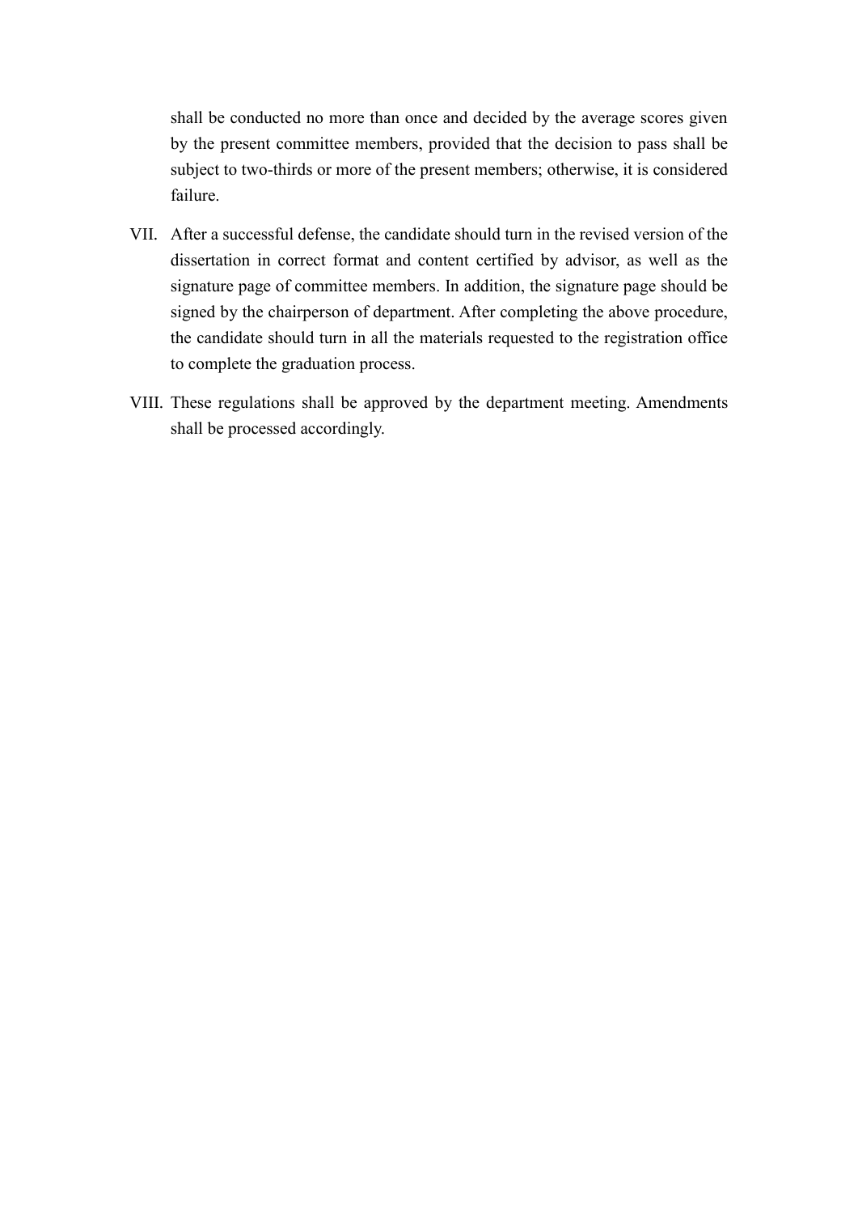shall be conducted no more than once and decided by the average scores given by the present committee members, provided that the decision to pass shall be subject to two-thirds or more of the present members; otherwise, it is considered failure.

VII. After a successful defense, the candidate should turn in the revised version of the dissertation in correct format and content certified by advisor, as well as the signature page of committee members. In addition, the signature page should be signed by the chairperson of department. After completing the above procedure, the candidate should turn in all the materials requested to the registration office to complete the graduation process.

VIII. These regulations shall be approved by the department meeting. Amendments shall be processed accordingly.